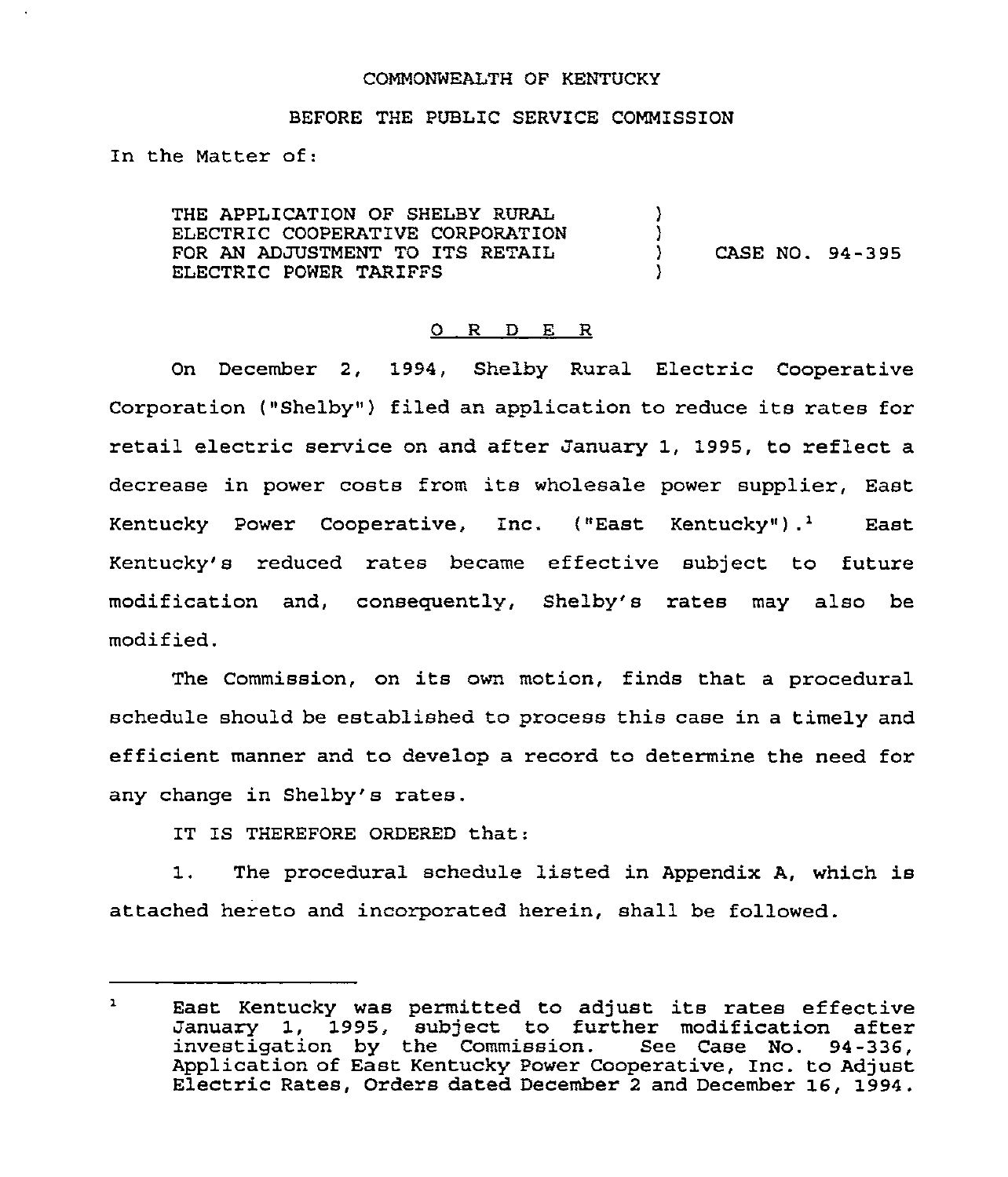COMMONWEALTH OF KENTUCKY

BEFORE THE PUBLIC SERVICE COMMISSION

In the Matter of:

THE APPLICATION OF SHELBY RURAL ELECTRIC COOPERATIVE CORPORATION FOR AN ADJUSTMENT TO ITS RETAIL ELECTRIC POWER TARIFFS ) CASE NO. 94-395

O R D E R

On December 2, 1994, Shelby Rural Electric Cooperative Corporation ("Shelby") filed an application to reduce its rates for retail electric service on and after January 1, 1995, to reflect a decrease in power costs from its wholesale power supplier, East Kentucky Power Cooperative, Inc. ("East Kentucky").[1] East Kentucky's reduced rates became effective subject to future modification and, consequently, Shelby's rates may also be modified.

The Commission, on its own motion, finds that a procedural schedule should be established to process this case in a timely and efficient manner and to develop a record to determine the need for any change in Shelby's rates.

IT IS THEREFORE ORDERED that:

1. The procedural schedule listed in Appendix A, which is attached hereto and incorporated herein, shall be followed.

---

[1] East Kentucky was permitted to adjust its rates effective January 1, 1995, subject to further modification after investigation by the Commission. See Case No. 94-336, Application of East Kentucky Power Cooperative, Inc. to Adjust Electric Rates, Orders dated December 2 and December 16, 1994.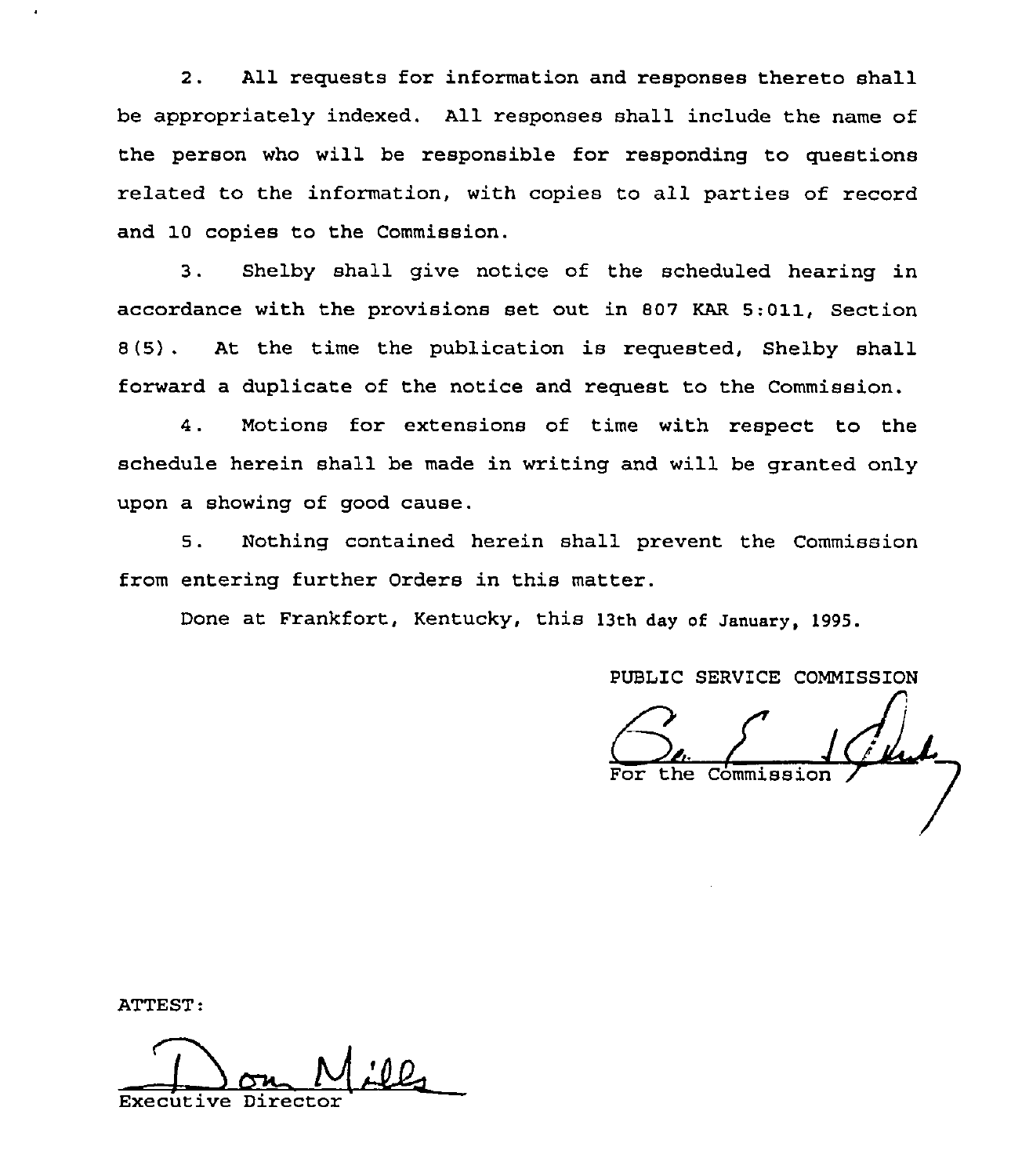2. All requests for information and responses thereto shall be appropriately indexed. All responses shall include the name of the person who will be responsible for responding to questions related to the information, with copies to all parties of record and 10 copies to the Commission.

3. Shelby shall give notice of the scheduled hearing in accordance with the provisions set out in 807 KAR 5:011, Section 8(5). At the time the publication is requested, Shelby shall forward a duplicate of the notice and request to the Commission.

4. Motions for extensions of time with respect to the schedule herein shall be made in writing and will be granted only upon a showing of good cause.

5. Nothing contained herein shall prevent the Commission from entering further Orders in this matter.

Done at Frankfort, Kentucky, this 13th day of January, 1995.

PUBLIC SERVICE COMMISSION

For the Commission

ATTEST:

Executive Director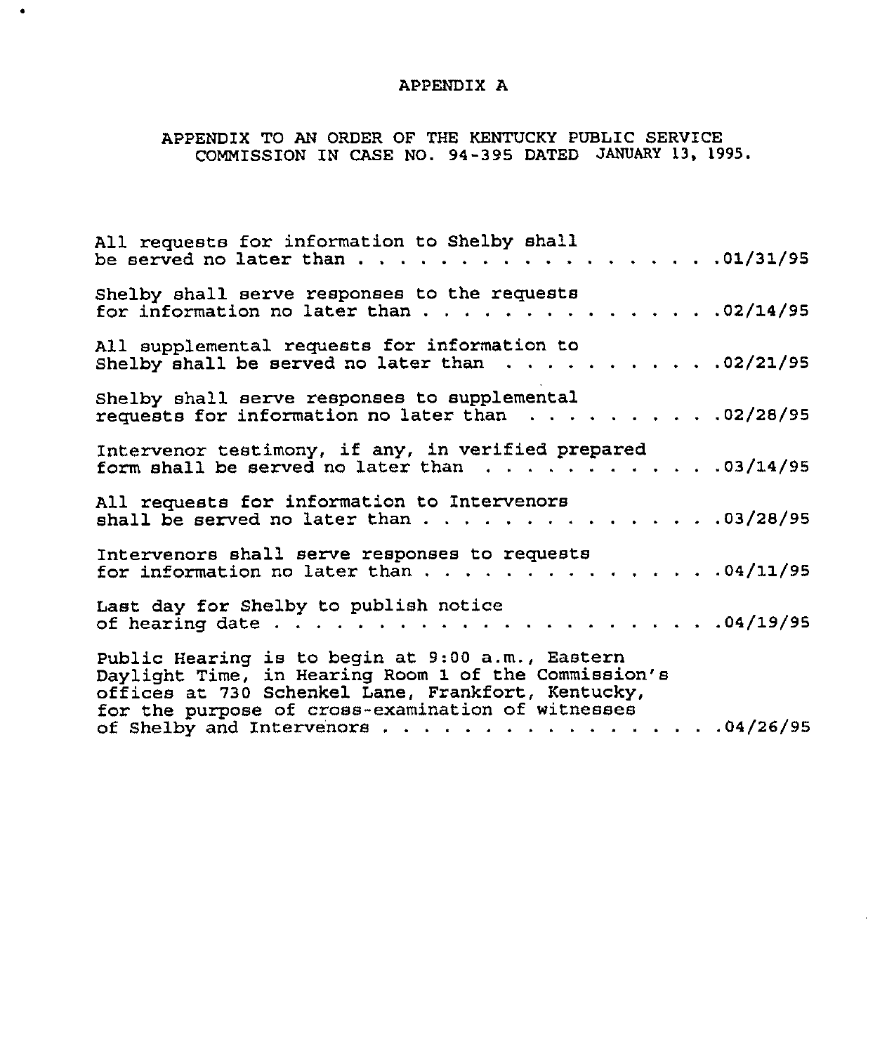# APPENDIX A

APPENDIX TO AN ORDER OF THE KENTUCKY PUBLIC SERVICE COMMISSION IN CASE NO. 94-395 DATED JANUARY 13, 1995.

| | |
|---|---|
| All requests for information to Shelby shall be served no later than | 01/31/95 |
| Shelby shall serve responses to the requests for information no later than | 02/14/95 |
| All supplemental requests for information to Shelby shall be served no later than | 02/21/95 |
| Shelby shall serve responses to supplemental requests for information no later than | 02/28/95 |
| Intervenor testimony, if any, in verified prepared form shall be served no later than | 03/14/95 |
| All requests for information to Intervenors shall be served no later than | 03/28/95 |
| Intervenors shall serve responses to requests for information no later than | 04/11/95 |
| Last day for Shelby to publish notice of hearing date | 04/19/95 |
| Public Hearing is to begin at 9:00 a.m., Eastern Daylight Time, in Hearing Room 1 of the Commission's offices at 730 Schenkel Lane, Frankfort, Kentucky, for the purpose of cross-examination of witnesses of Shelby and Intervenors | 04/26/95 |